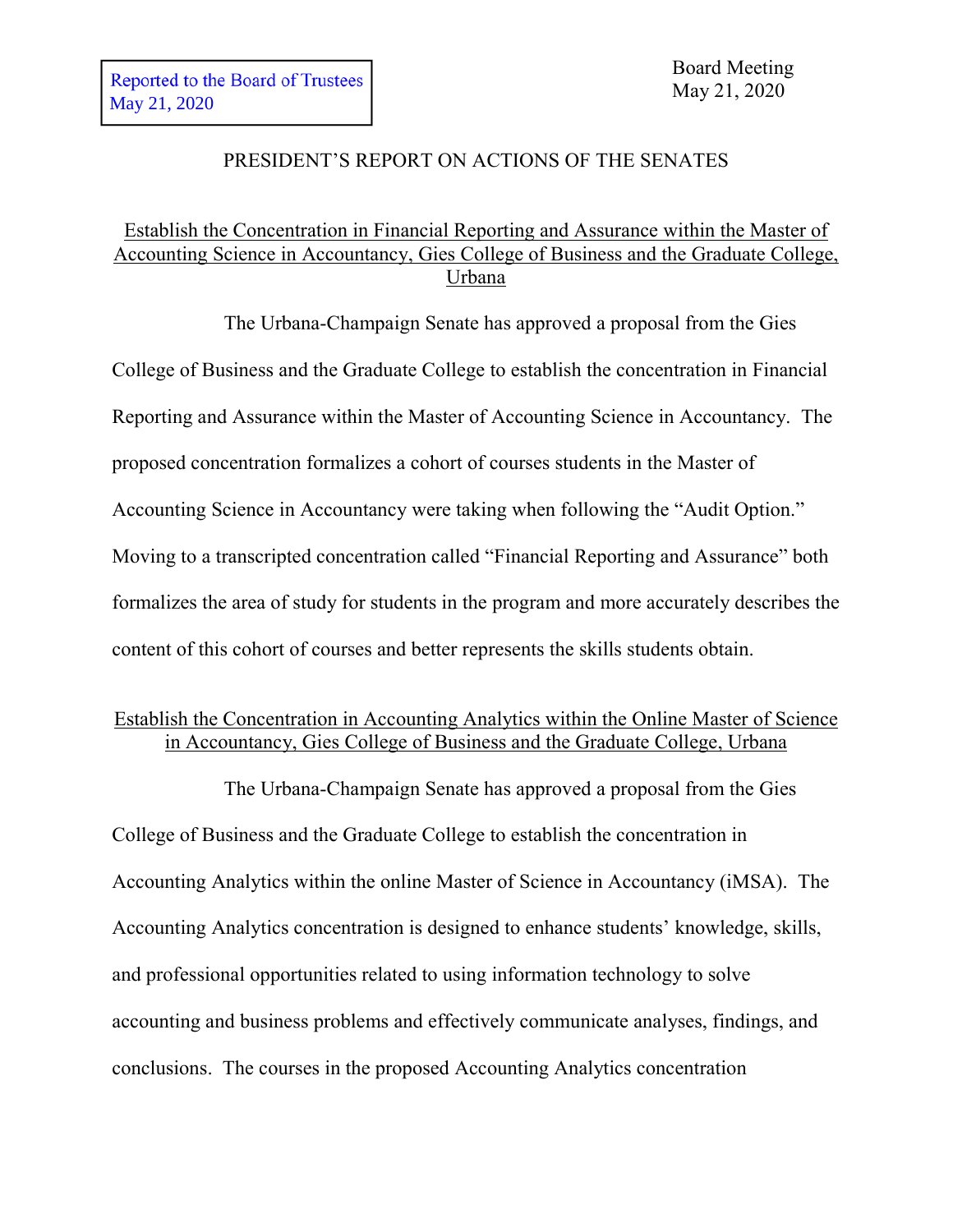Reported to the Board of Trustees
May 21, 2020

Board Meeting
May 21, 2020

# PRESIDENT'S REPORT ON ACTIONS OF THE SENATES

## Establish the Concentration in Financial Reporting and Assurance within the Master of Accounting Science in Accountancy, Gies College of Business and the Graduate College, Urbana

The Urbana-Champaign Senate has approved a proposal from the Gies College of Business and the Graduate College to establish the concentration in Financial Reporting and Assurance within the Master of Accounting Science in Accountancy. The proposed concentration formalizes a cohort of courses students in the Master of Accounting Science in Accountancy were taking when following the "Audit Option." Moving to a transcripted concentration called "Financial Reporting and Assurance" both formalizes the area of study for students in the program and more accurately describes the content of this cohort of courses and better represents the skills students obtain.

## Establish the Concentration in Accounting Analytics within the Online Master of Science in Accountancy, Gies College of Business and the Graduate College, Urbana

The Urbana-Champaign Senate has approved a proposal from the Gies College of Business and the Graduate College to establish the concentration in Accounting Analytics within the online Master of Science in Accountancy (iMSA). The Accounting Analytics concentration is designed to enhance students' knowledge, skills, and professional opportunities related to using information technology to solve accounting and business problems and effectively communicate analyses, findings, and conclusions. The courses in the proposed Accounting Analytics concentration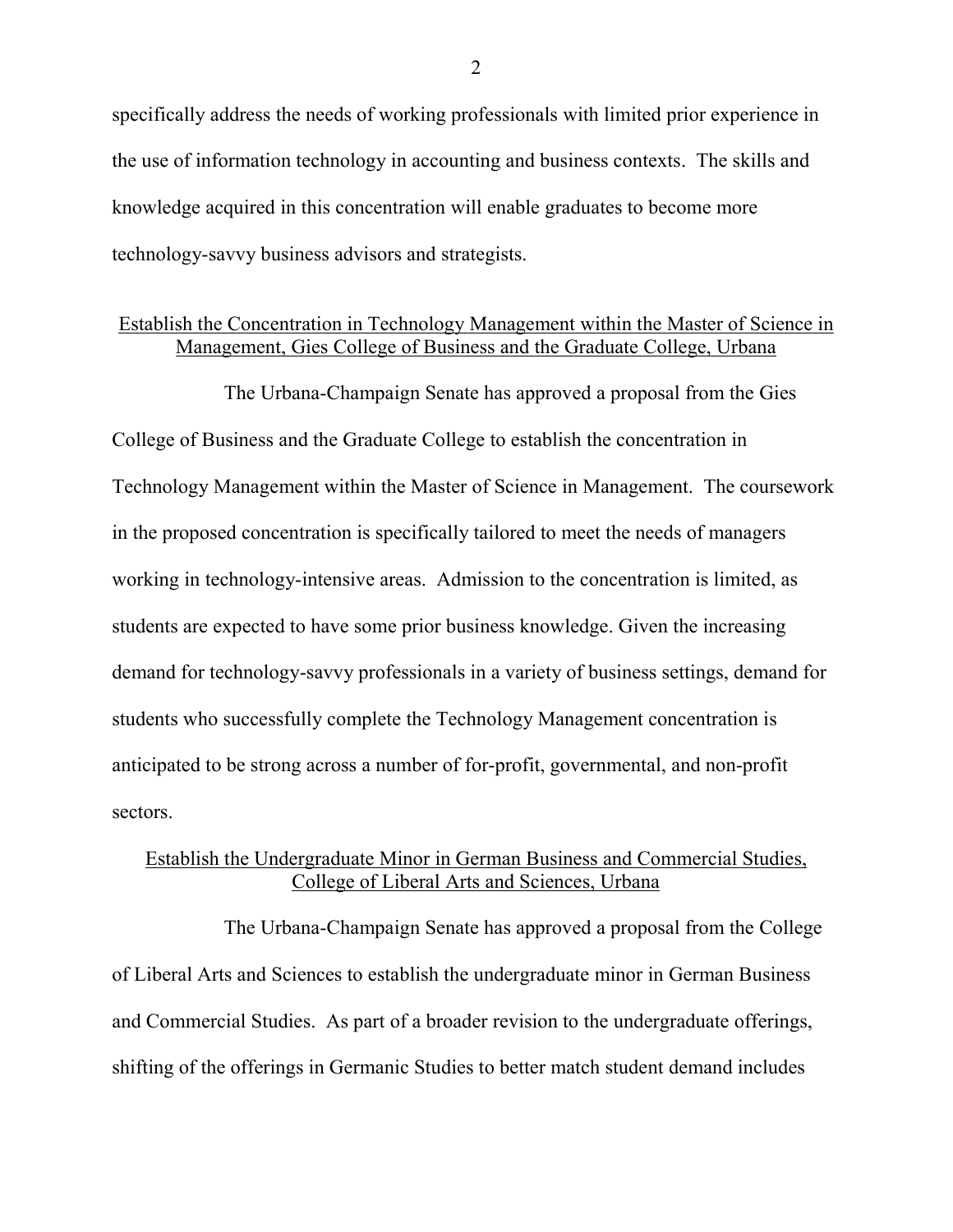specifically address the needs of working professionals with limited prior experience in the use of information technology in accounting and business contexts. The skills and knowledge acquired in this concentration will enable graduates to become more technology-savvy business advisors and strategists.

## Establish the Concentration in Technology Management within the Master of Science in Management, Gies College of Business and the Graduate College, Urbana

The Urbana-Champaign Senate has approved a proposal from the Gies College of Business and the Graduate College to establish the concentration in Technology Management within the Master of Science in Management. The coursework in the proposed concentration is specifically tailored to meet the needs of managers working in technology-intensive areas. Admission to the concentration is limited, as students are expected to have some prior business knowledge. Given the increasing demand for technology-savvy professionals in a variety of business settings, demand for students who successfully complete the Technology Management concentration is anticipated to be strong across a number of for-profit, governmental, and non-profit sectors.

## Establish the Undergraduate Minor in German Business and Commercial Studies, College of Liberal Arts and Sciences, Urbana

The Urbana-Champaign Senate has approved a proposal from the College of Liberal Arts and Sciences to establish the undergraduate minor in German Business and Commercial Studies. As part of a broader revision to the undergraduate offerings, shifting of the offerings in Germanic Studies to better match student demand includes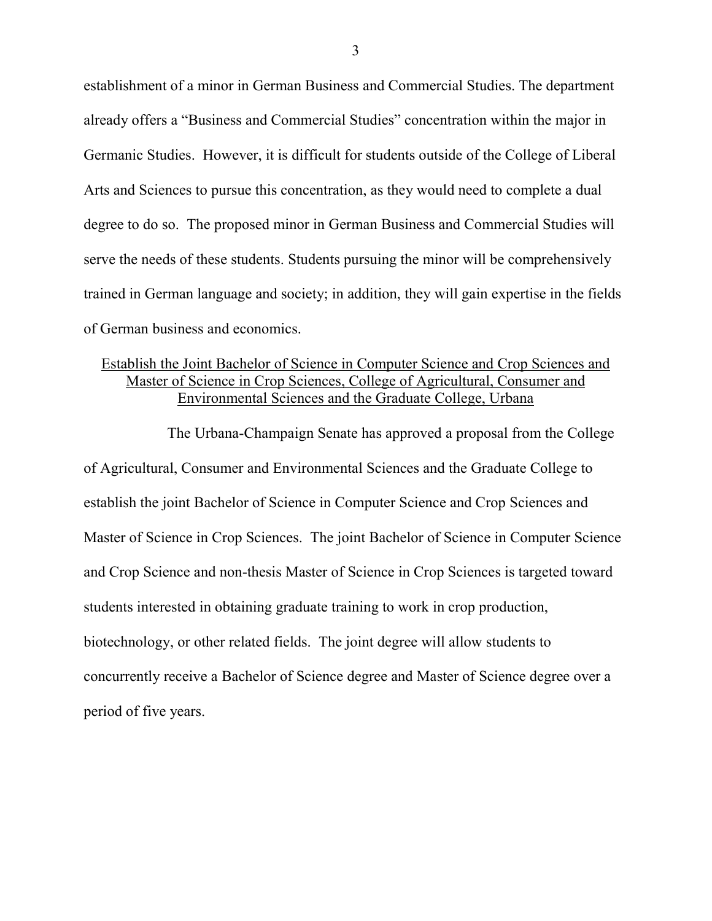establishment of a minor in German Business and Commercial Studies. The department already offers a “Business and Commercial Studies” concentration within the major in Germanic Studies. However, it is difficult for students outside of the College of Liberal Arts and Sciences to pursue this concentration, as they would need to complete a dual degree to do so. The proposed minor in German Business and Commercial Studies will serve the needs of these students. Students pursuing the minor will be comprehensively trained in German language and society; in addition, they will gain expertise in the fields of German business and economics.

<u>Establish the Joint Bachelor of Science in Computer Science and Crop Sciences and Master of Science in Crop Sciences, College of Agricultural, Consumer and Environmental Sciences and the Graduate College, Urbana</u>

The Urbana-Champaign Senate has approved a proposal from the College of Agricultural, Consumer and Environmental Sciences and the Graduate College to establish the joint Bachelor of Science in Computer Science and Crop Sciences and Master of Science in Crop Sciences. The joint Bachelor of Science in Computer Science and Crop Science and non-thesis Master of Science in Crop Sciences is targeted toward students interested in obtaining graduate training to work in crop production, biotechnology, or other related fields. The joint degree will allow students to concurrently receive a Bachelor of Science degree and Master of Science degree over a period of five years.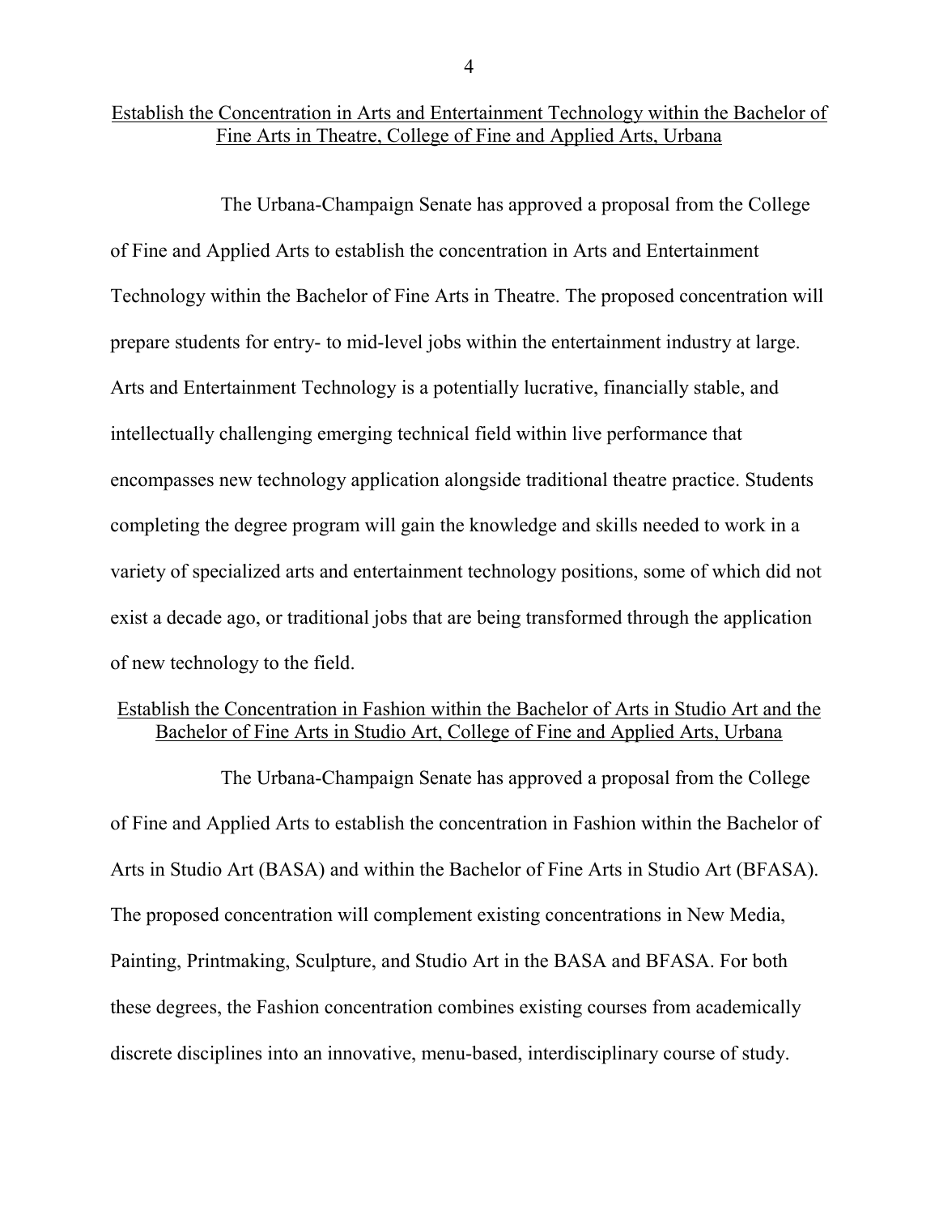## Establish the Concentration in Arts and Entertainment Technology within the Bachelor of Fine Arts in Theatre, College of Fine and Applied Arts, Urbana

The Urbana-Champaign Senate has approved a proposal from the College of Fine and Applied Arts to establish the concentration in Arts and Entertainment Technology within the Bachelor of Fine Arts in Theatre. The proposed concentration will prepare students for entry- to mid-level jobs within the entertainment industry at large. Arts and Entertainment Technology is a potentially lucrative, financially stable, and intellectually challenging emerging technical field within live performance that encompasses new technology application alongside traditional theatre practice. Students completing the degree program will gain the knowledge and skills needed to work in a variety of specialized arts and entertainment technology positions, some of which did not exist a decade ago, or traditional jobs that are being transformed through the application of new technology to the field.

## Establish the Concentration in Fashion within the Bachelor of Arts in Studio Art and the Bachelor of Fine Arts in Studio Art, College of Fine and Applied Arts, Urbana

The Urbana-Champaign Senate has approved a proposal from the College of Fine and Applied Arts to establish the concentration in Fashion within the Bachelor of Arts in Studio Art (BASA) and within the Bachelor of Fine Arts in Studio Art (BFASA). The proposed concentration will complement existing concentrations in New Media, Painting, Printmaking, Sculpture, and Studio Art in the BASA and BFASA. For both these degrees, the Fashion concentration combines existing courses from academically discrete disciplines into an innovative, menu-based, interdisciplinary course of study.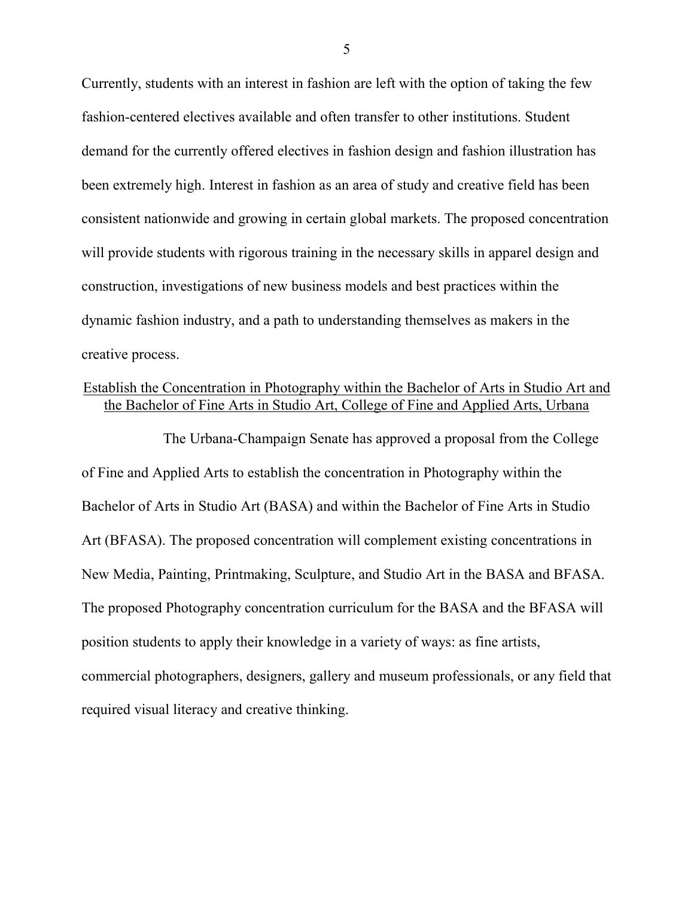Currently, students with an interest in fashion are left with the option of taking the few fashion-centered electives available and often transfer to other institutions. Student demand for the currently offered electives in fashion design and fashion illustration has been extremely high. Interest in fashion as an area of study and creative field has been consistent nationwide and growing in certain global markets. The proposed concentration will provide students with rigorous training in the necessary skills in apparel design and construction, investigations of new business models and best practices within the dynamic fashion industry, and a path to understanding themselves as makers in the creative process.

<u>Establish the Concentration in Photography within the Bachelor of Arts in Studio Art and the Bachelor of Fine Arts in Studio Art, College of Fine and Applied Arts, Urbana</u>

The Urbana-Champaign Senate has approved a proposal from the College of Fine and Applied Arts to establish the concentration in Photography within the Bachelor of Arts in Studio Art (BASA) and within the Bachelor of Fine Arts in Studio Art (BFASA). The proposed concentration will complement existing concentrations in New Media, Painting, Printmaking, Sculpture, and Studio Art in the BASA and BFASA. The proposed Photography concentration curriculum for the BASA and the BFASA will position students to apply their knowledge in a variety of ways: as fine artists, commercial photographers, designers, gallery and museum professionals, or any field that required visual literacy and creative thinking.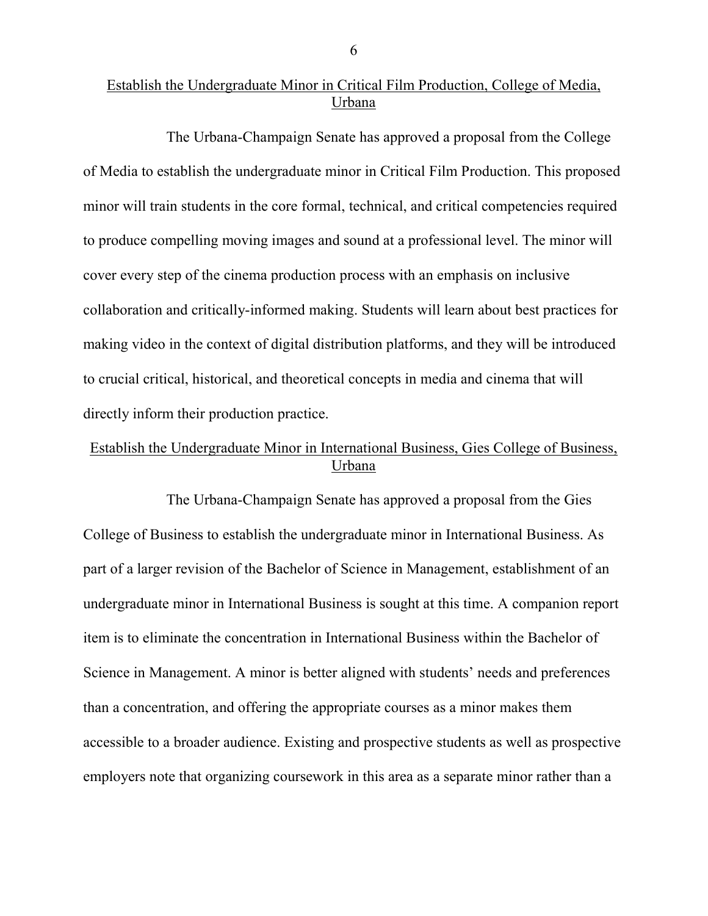## Establish the Undergraduate Minor in Critical Film Production, College of Media, Urbana

The Urbana-Champaign Senate has approved a proposal from the College of Media to establish the undergraduate minor in Critical Film Production. This proposed minor will train students in the core formal, technical, and critical competencies required to produce compelling moving images and sound at a professional level. The minor will cover every step of the cinema production process with an emphasis on inclusive collaboration and critically-informed making. Students will learn about best practices for making video in the context of digital distribution platforms, and they will be introduced to crucial critical, historical, and theoretical concepts in media and cinema that will directly inform their production practice.

## Establish the Undergraduate Minor in International Business, Gies College of Business, Urbana

The Urbana-Champaign Senate has approved a proposal from the Gies College of Business to establish the undergraduate minor in International Business. As part of a larger revision of the Bachelor of Science in Management, establishment of an undergraduate minor in International Business is sought at this time. A companion report item is to eliminate the concentration in International Business within the Bachelor of Science in Management. A minor is better aligned with students' needs and preferences than a concentration, and offering the appropriate courses as a minor makes them accessible to a broader audience. Existing and prospective students as well as prospective employers note that organizing coursework in this area as a separate minor rather than a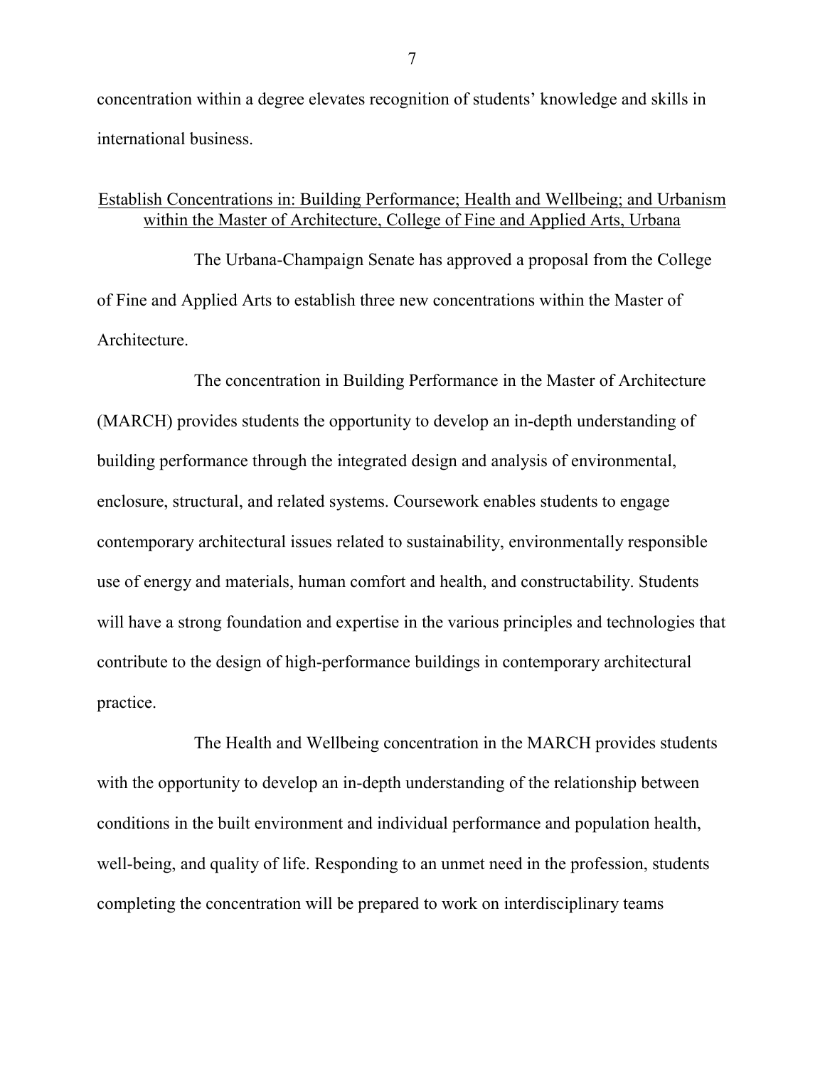concentration within a degree elevates recognition of students' knowledge and skills in international business.

## Establish Concentrations in: Building Performance; Health and Wellbeing; and Urbanism within the Master of Architecture, College of Fine and Applied Arts, Urbana

The Urbana-Champaign Senate has approved a proposal from the College of Fine and Applied Arts to establish three new concentrations within the Master of Architecture.

The concentration in Building Performance in the Master of Architecture (MARCH) provides students the opportunity to develop an in-depth understanding of building performance through the integrated design and analysis of environmental, enclosure, structural, and related systems. Coursework enables students to engage contemporary architectural issues related to sustainability, environmentally responsible use of energy and materials, human comfort and health, and constructability. Students will have a strong foundation and expertise in the various principles and technologies that contribute to the design of high-performance buildings in contemporary architectural practice.

The Health and Wellbeing concentration in the MARCH provides students with the opportunity to develop an in-depth understanding of the relationship between conditions in the built environment and individual performance and population health, well-being, and quality of life. Responding to an unmet need in the profession, students completing the concentration will be prepared to work on interdisciplinary teams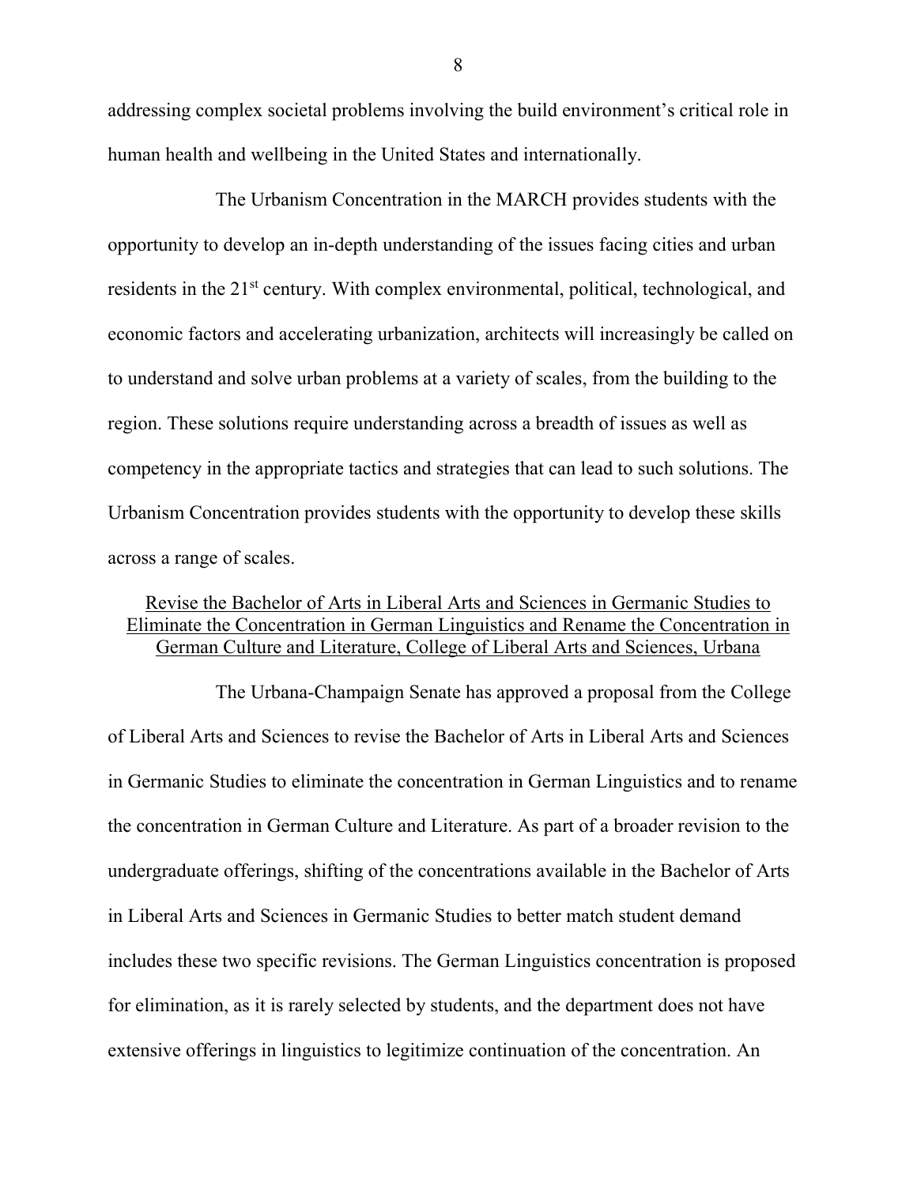addressing complex societal problems involving the build environment's critical role in human health and wellbeing in the United States and internationally.

The Urbanism Concentration in the MARCH provides students with the opportunity to develop an in-depth understanding of the issues facing cities and urban residents in the 21st century. With complex environmental, political, technological, and economic factors and accelerating urbanization, architects will increasingly be called on to understand and solve urban problems at a variety of scales, from the building to the region. These solutions require understanding across a breadth of issues as well as competency in the appropriate tactics and strategies that can lead to such solutions. The Urbanism Concentration provides students with the opportunity to develop these skills across a range of scales.

<u>Revise the Bachelor of Arts in Liberal Arts and Sciences in Germanic Studies to Eliminate the Concentration in German Linguistics and Rename the Concentration in German Culture and Literature, College of Liberal Arts and Sciences, Urbana</u>

The Urbana-Champaign Senate has approved a proposal from the College of Liberal Arts and Sciences to revise the Bachelor of Arts in Liberal Arts and Sciences in Germanic Studies to eliminate the concentration in German Linguistics and to rename the concentration in German Culture and Literature. As part of a broader revision to the undergraduate offerings, shifting of the concentrations available in the Bachelor of Arts in Liberal Arts and Sciences in Germanic Studies to better match student demand includes these two specific revisions. The German Linguistics concentration is proposed for elimination, as it is rarely selected by students, and the department does not have extensive offerings in linguistics to legitimize continuation of the concentration. An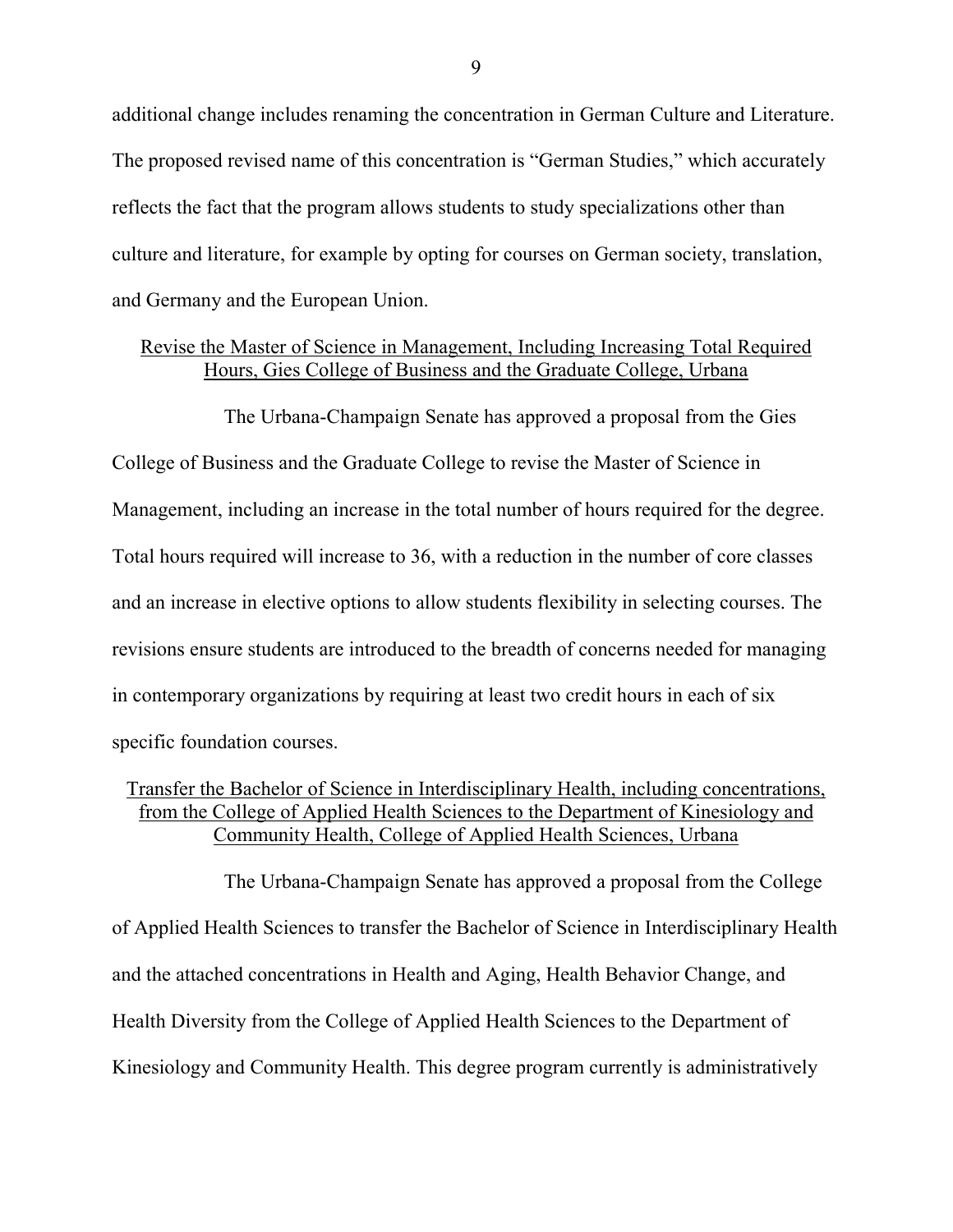additional change includes renaming the concentration in German Culture and Literature. The proposed revised name of this concentration is "German Studies," which accurately reflects the fact that the program allows students to study specializations other than culture and literature, for example by opting for courses on German society, translation, and Germany and the European Union.

### Revise the Master of Science in Management, Including Increasing Total Required Hours, Gies College of Business and the Graduate College, Urbana

The Urbana-Champaign Senate has approved a proposal from the Gies College of Business and the Graduate College to revise the Master of Science in Management, including an increase in the total number of hours required for the degree. Total hours required will increase to 36, with a reduction in the number of core classes and an increase in elective options to allow students flexibility in selecting courses. The revisions ensure students are introduced to the breadth of concerns needed for managing in contemporary organizations by requiring at least two credit hours in each of six specific foundation courses.

### Transfer the Bachelor of Science in Interdisciplinary Health, including concentrations, from the College of Applied Health Sciences to the Department of Kinesiology and Community Health, College of Applied Health Sciences, Urbana

The Urbana-Champaign Senate has approved a proposal from the College of Applied Health Sciences to transfer the Bachelor of Science in Interdisciplinary Health and the attached concentrations in Health and Aging, Health Behavior Change, and Health Diversity from the College of Applied Health Sciences to the Department of Kinesiology and Community Health. This degree program currently is administratively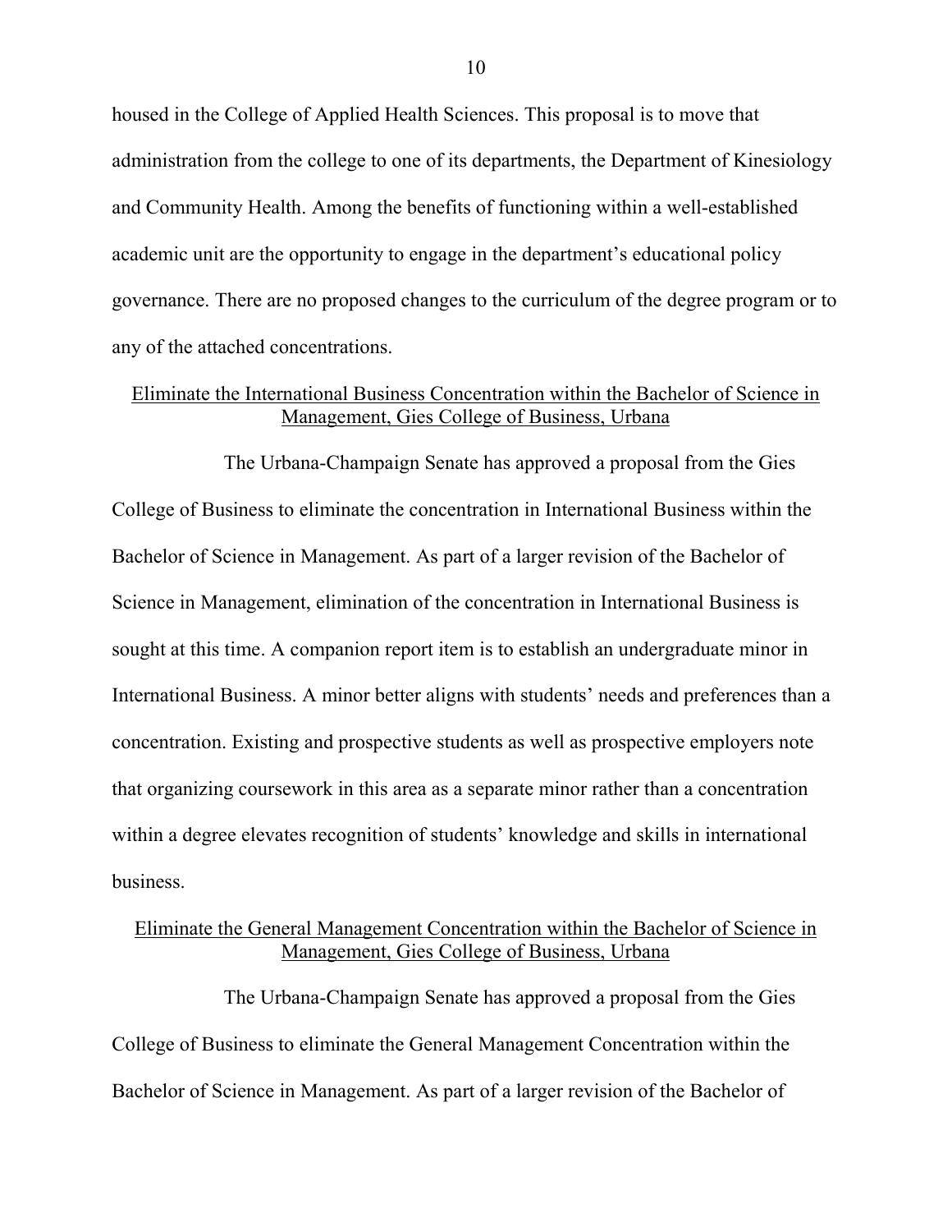housed in the College of Applied Health Sciences. This proposal is to move that administration from the college to one of its departments, the Department of Kinesiology and Community Health. Among the benefits of functioning within a well-established academic unit are the opportunity to engage in the department's educational policy governance. There are no proposed changes to the curriculum of the degree program or to any of the attached concentrations.

<u>Eliminate the International Business Concentration within the Bachelor of Science in Management, Gies College of Business, Urbana</u>

The Urbana-Champaign Senate has approved a proposal from the Gies College of Business to eliminate the concentration in International Business within the Bachelor of Science in Management. As part of a larger revision of the Bachelor of Science in Management, elimination of the concentration in International Business is sought at this time. A companion report item is to establish an undergraduate minor in International Business. A minor better aligns with students' needs and preferences than a concentration. Existing and prospective students as well as prospective employers note that organizing coursework in this area as a separate minor rather than a concentration within a degree elevates recognition of students' knowledge and skills in international business.

<u>Eliminate the General Management Concentration within the Bachelor of Science in Management, Gies College of Business, Urbana</u>

The Urbana-Champaign Senate has approved a proposal from the Gies College of Business to eliminate the General Management Concentration within the Bachelor of Science in Management. As part of a larger revision of the Bachelor of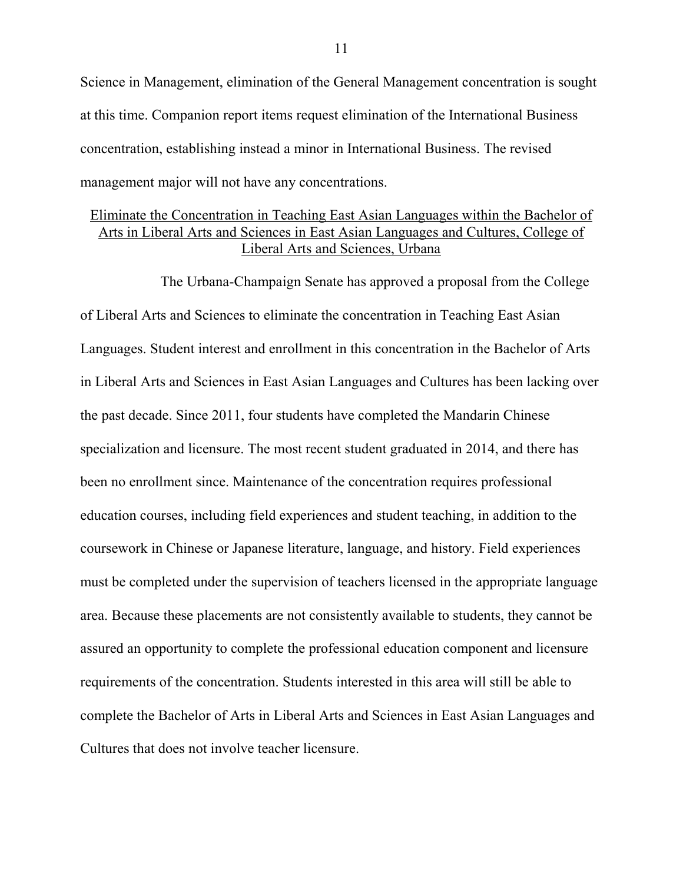Science in Management, elimination of the General Management concentration is sought at this time. Companion report items request elimination of the International Business concentration, establishing instead a minor in International Business. The revised management major will not have any concentrations.

### Eliminate the Concentration in Teaching East Asian Languages within the Bachelor of Arts in Liberal Arts and Sciences in East Asian Languages and Cultures, College of Liberal Arts and Sciences, Urbana

The Urbana-Champaign Senate has approved a proposal from the College of Liberal Arts and Sciences to eliminate the concentration in Teaching East Asian Languages. Student interest and enrollment in this concentration in the Bachelor of Arts in Liberal Arts and Sciences in East Asian Languages and Cultures has been lacking over the past decade. Since 2011, four students have completed the Mandarin Chinese specialization and licensure. The most recent student graduated in 2014, and there has been no enrollment since. Maintenance of the concentration requires professional education courses, including field experiences and student teaching, in addition to the coursework in Chinese or Japanese literature, language, and history. Field experiences must be completed under the supervision of teachers licensed in the appropriate language area. Because these placements are not consistently available to students, they cannot be assured an opportunity to complete the professional education component and licensure requirements of the concentration. Students interested in this area will still be able to complete the Bachelor of Arts in Liberal Arts and Sciences in East Asian Languages and Cultures that does not involve teacher licensure.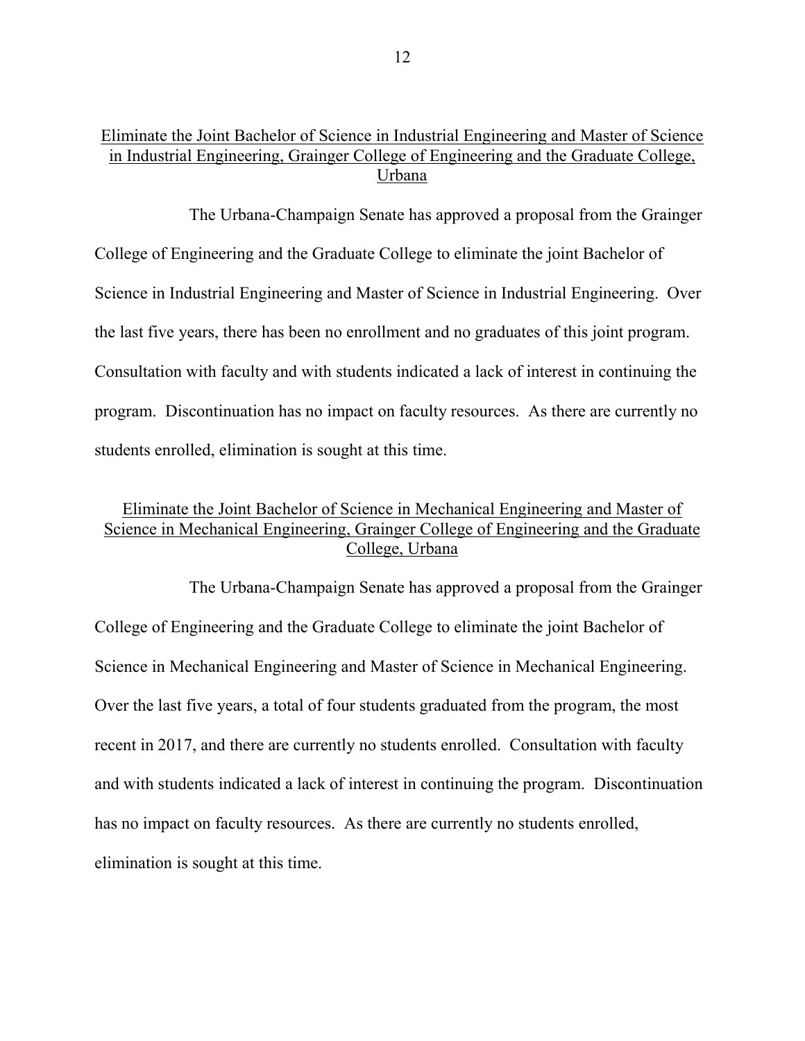## Eliminate the Joint Bachelor of Science in Industrial Engineering and Master of Science in Industrial Engineering, Grainger College of Engineering and the Graduate College, Urbana

The Urbana-Champaign Senate has approved a proposal from the Grainger College of Engineering and the Graduate College to eliminate the joint Bachelor of Science in Industrial Engineering and Master of Science in Industrial Engineering. Over the last five years, there has been no enrollment and no graduates of this joint program. Consultation with faculty and with students indicated a lack of interest in continuing the program. Discontinuation has no impact on faculty resources. As there are currently no students enrolled, elimination is sought at this time.

## Eliminate the Joint Bachelor of Science in Mechanical Engineering and Master of Science in Mechanical Engineering, Grainger College of Engineering and the Graduate College, Urbana

The Urbana-Champaign Senate has approved a proposal from the Grainger College of Engineering and the Graduate College to eliminate the joint Bachelor of Science in Mechanical Engineering and Master of Science in Mechanical Engineering. Over the last five years, a total of four students graduated from the program, the most recent in 2017, and there are currently no students enrolled. Consultation with faculty and with students indicated a lack of interest in continuing the program. Discontinuation has no impact on faculty resources. As there are currently no students enrolled, elimination is sought at this time.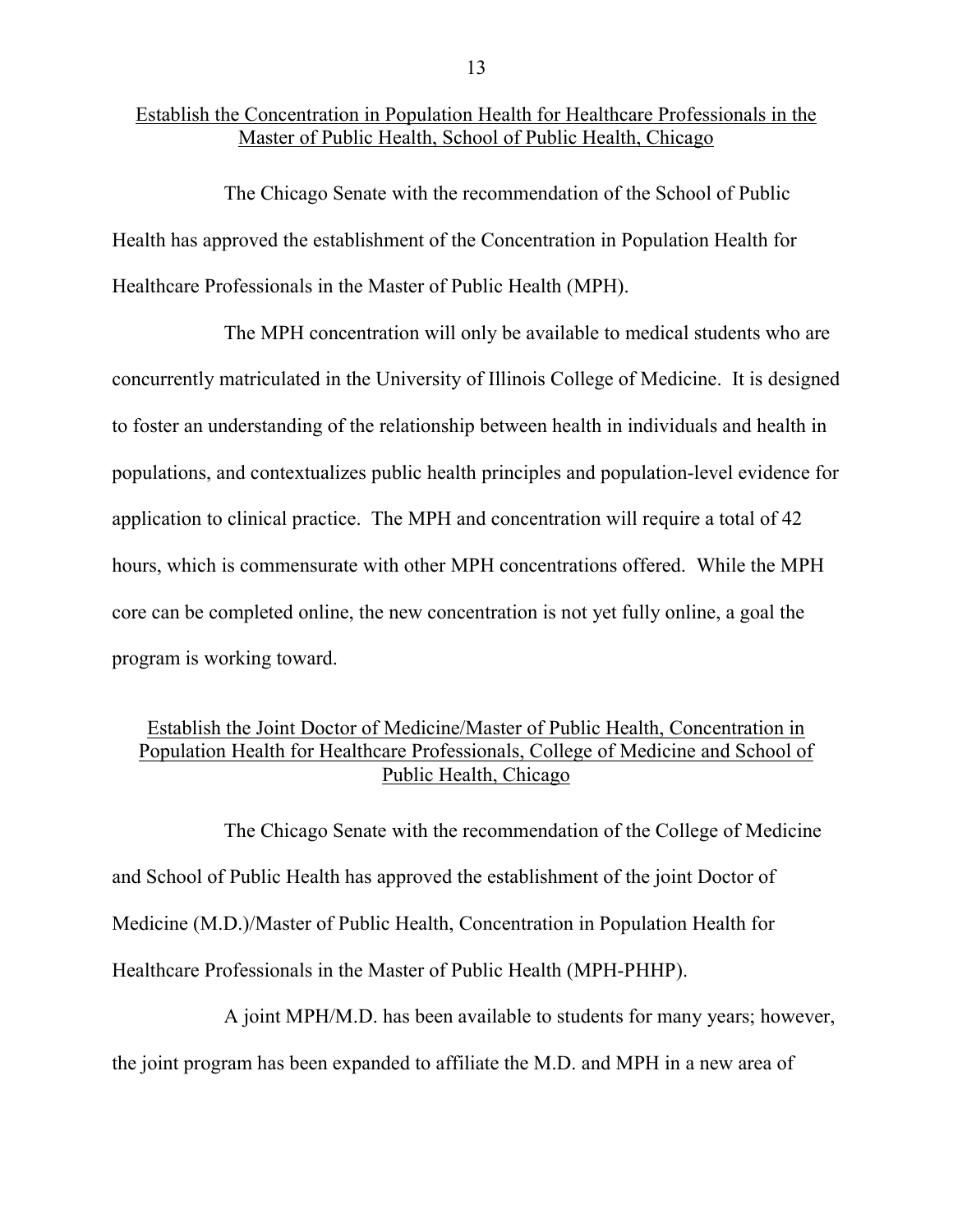## Establish the Concentration in Population Health for Healthcare Professionals in the Master of Public Health, School of Public Health, Chicago

The Chicago Senate with the recommendation of the School of Public Health has approved the establishment of the Concentration in Population Health for Healthcare Professionals in the Master of Public Health (MPH).

The MPH concentration will only be available to medical students who are concurrently matriculated in the University of Illinois College of Medicine. It is designed to foster an understanding of the relationship between health in individuals and health in populations, and contextualizes public health principles and population-level evidence for application to clinical practice. The MPH and concentration will require a total of 42 hours, which is commensurate with other MPH concentrations offered. While the MPH core can be completed online, the new concentration is not yet fully online, a goal the program is working toward.

## Establish the Joint Doctor of Medicine/Master of Public Health, Concentration in Population Health for Healthcare Professionals, College of Medicine and School of Public Health, Chicago

The Chicago Senate with the recommendation of the College of Medicine and School of Public Health has approved the establishment of the joint Doctor of Medicine (M.D.)/Master of Public Health, Concentration in Population Health for Healthcare Professionals in the Master of Public Health (MPH-PHHP).

A joint MPH/M.D. has been available to students for many years; however, the joint program has been expanded to affiliate the M.D. and MPH in a new area of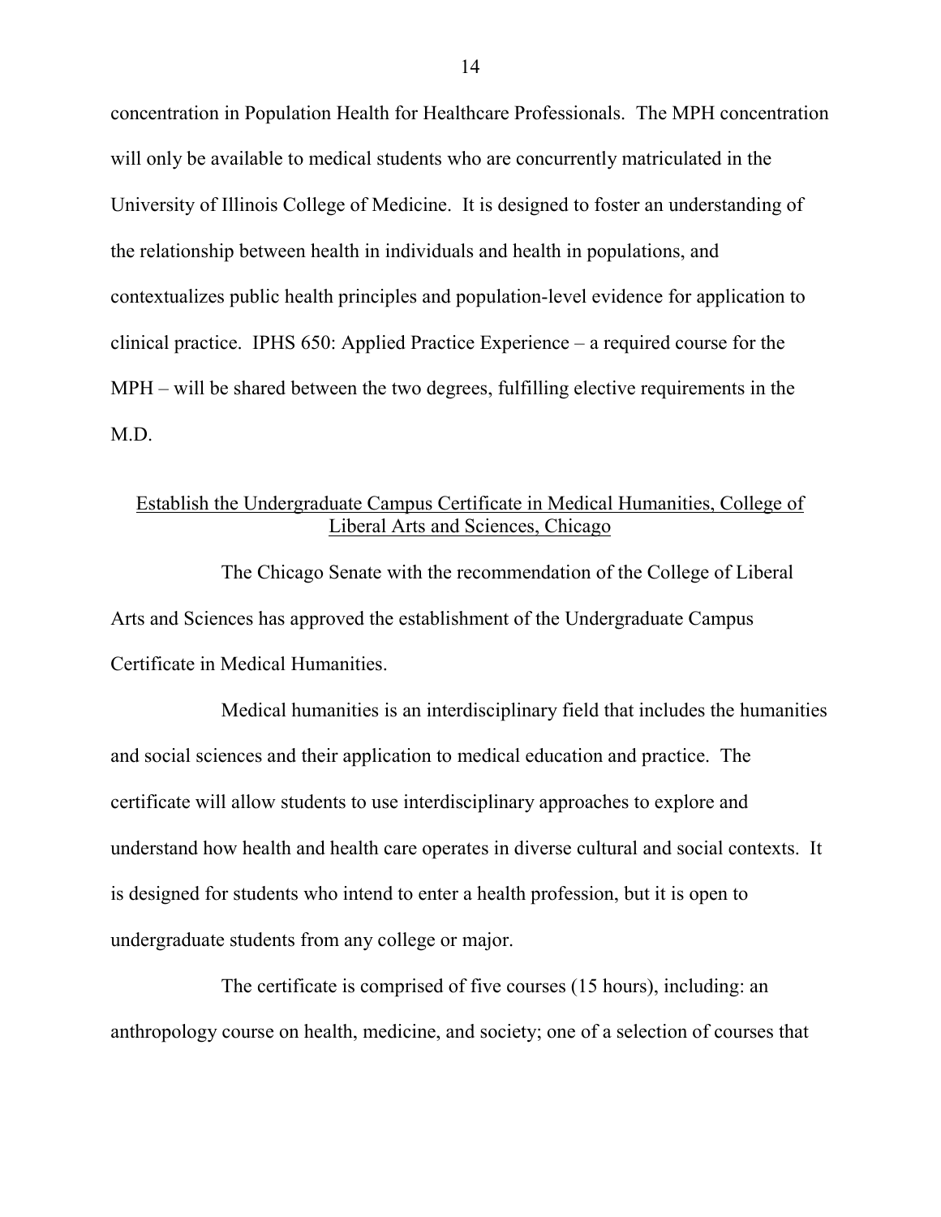concentration in Population Health for Healthcare Professionals. The MPH concentration will only be available to medical students who are concurrently matriculated in the University of Illinois College of Medicine. It is designed to foster an understanding of the relationship between health in individuals and health in populations, and contextualizes public health principles and population-level evidence for application to clinical practice. IPHS 650: Applied Practice Experience – a required course for the MPH – will be shared between the two degrees, fulfilling elective requirements in the M.D.

<u>Establish the Undergraduate Campus Certificate in Medical Humanities, College of Liberal Arts and Sciences, Chicago</u>

The Chicago Senate with the recommendation of the College of Liberal Arts and Sciences has approved the establishment of the Undergraduate Campus Certificate in Medical Humanities.

Medical humanities is an interdisciplinary field that includes the humanities and social sciences and their application to medical education and practice. The certificate will allow students to use interdisciplinary approaches to explore and understand how health and health care operates in diverse cultural and social contexts. It is designed for students who intend to enter a health profession, but it is open to undergraduate students from any college or major.

The certificate is comprised of five courses (15 hours), including: an anthropology course on health, medicine, and society; one of a selection of courses that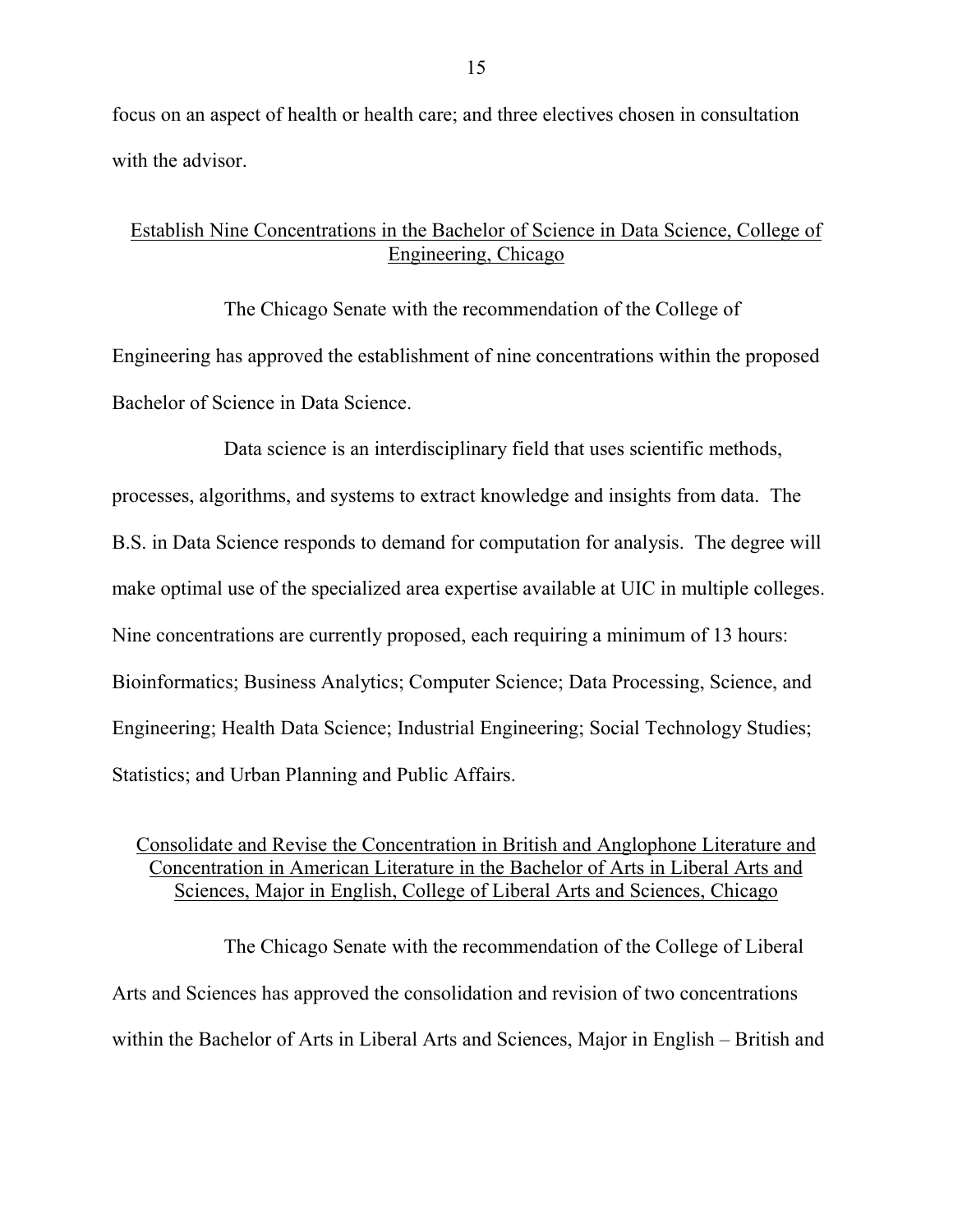focus on an aspect of health or health care; and three electives chosen in consultation with the advisor.

## Establish Nine Concentrations in the Bachelor of Science in Data Science, College of Engineering, Chicago

The Chicago Senate with the recommendation of the College of Engineering has approved the establishment of nine concentrations within the proposed Bachelor of Science in Data Science.

Data science is an interdisciplinary field that uses scientific methods, processes, algorithms, and systems to extract knowledge and insights from data. The B.S. in Data Science responds to demand for computation for analysis. The degree will make optimal use of the specialized area expertise available at UIC in multiple colleges. Nine concentrations are currently proposed, each requiring a minimum of 13 hours: Bioinformatics; Business Analytics; Computer Science; Data Processing, Science, and Engineering; Health Data Science; Industrial Engineering; Social Technology Studies; Statistics; and Urban Planning and Public Affairs.

## Consolidate and Revise the Concentration in British and Anglophone Literature and Concentration in American Literature in the Bachelor of Arts in Liberal Arts and Sciences, Major in English, College of Liberal Arts and Sciences, Chicago

The Chicago Senate with the recommendation of the College of Liberal Arts and Sciences has approved the consolidation and revision of two concentrations within the Bachelor of Arts in Liberal Arts and Sciences, Major in English – British and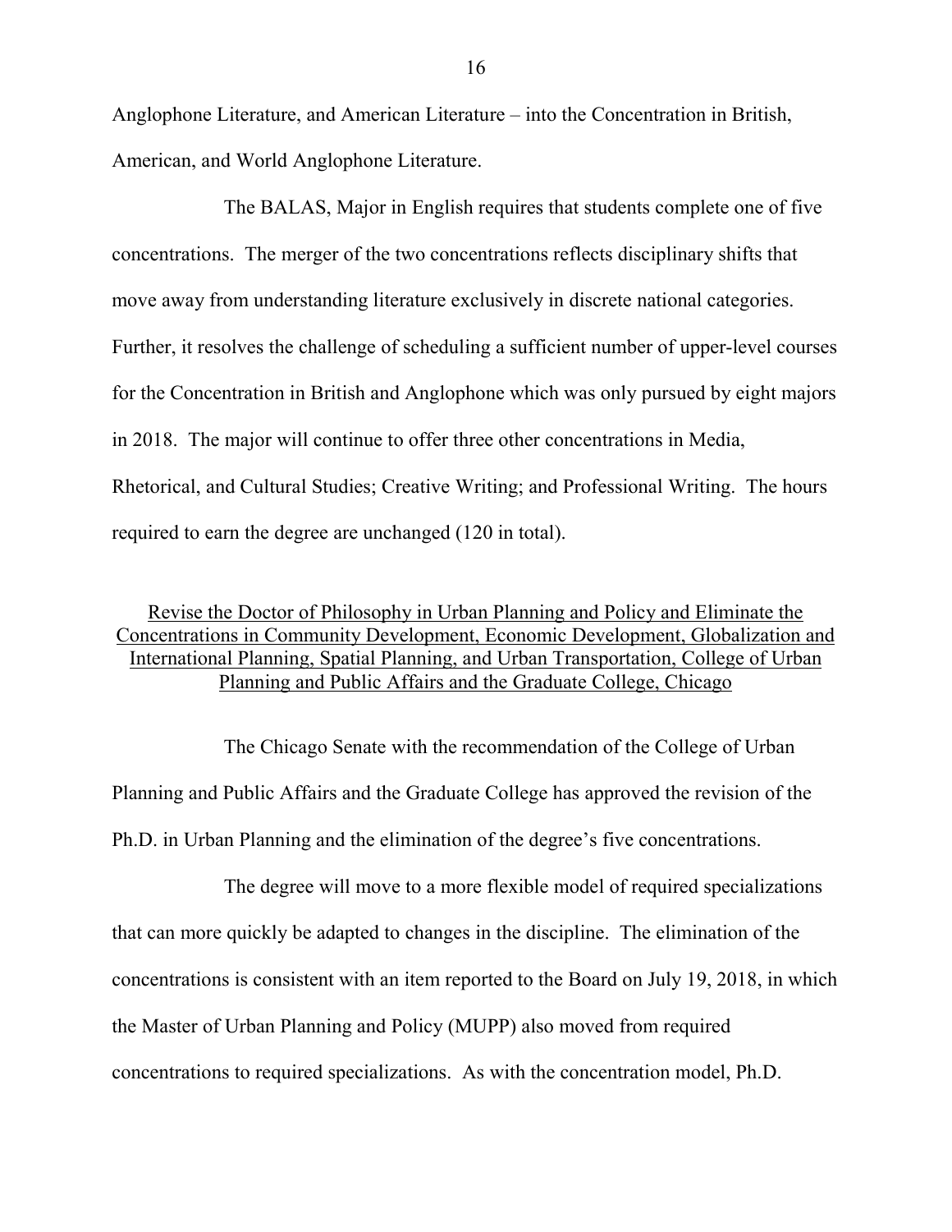Anglophone Literature, and American Literature – into the Concentration in British, American, and World Anglophone Literature.

The BALAS, Major in English requires that students complete one of five concentrations. The merger of the two concentrations reflects disciplinary shifts that move away from understanding literature exclusively in discrete national categories. Further, it resolves the challenge of scheduling a sufficient number of upper-level courses for the Concentration in British and Anglophone which was only pursued by eight majors in 2018. The major will continue to offer three other concentrations in Media, Rhetorical, and Cultural Studies; Creative Writing; and Professional Writing. The hours required to earn the degree are unchanged (120 in total).

<u>Revise the Doctor of Philosophy in Urban Planning and Policy and Eliminate the Concentrations in Community Development, Economic Development, Globalization and International Planning, Spatial Planning, and Urban Transportation, College of Urban Planning and Public Affairs and the Graduate College, Chicago</u>

The Chicago Senate with the recommendation of the College of Urban Planning and Public Affairs and the Graduate College has approved the revision of the Ph.D. in Urban Planning and the elimination of the degree's five concentrations.

The degree will move to a more flexible model of required specializations that can more quickly be adapted to changes in the discipline. The elimination of the concentrations is consistent with an item reported to the Board on July 19, 2018, in which the Master of Urban Planning and Policy (MUPP) also moved from required concentrations to required specializations. As with the concentration model, Ph.D.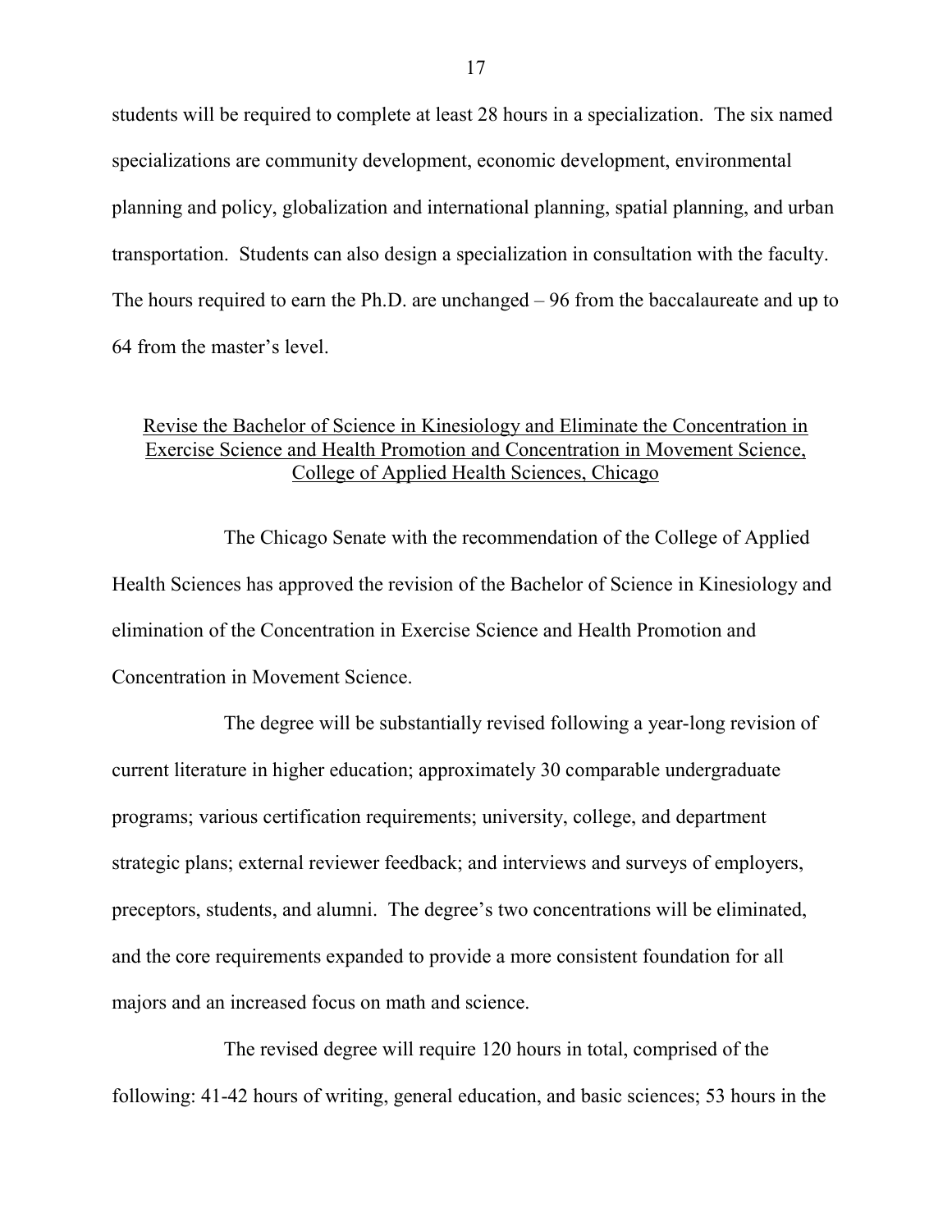students will be required to complete at least 28 hours in a specialization. The six named specializations are community development, economic development, environmental planning and policy, globalization and international planning, spatial planning, and urban transportation. Students can also design a specialization in consultation with the faculty. The hours required to earn the Ph.D. are unchanged – 96 from the baccalaureate and up to 64 from the master's level.

## Revise the Bachelor of Science in Kinesiology and Eliminate the Concentration in Exercise Science and Health Promotion and Concentration in Movement Science, College of Applied Health Sciences, Chicago

The Chicago Senate with the recommendation of the College of Applied Health Sciences has approved the revision of the Bachelor of Science in Kinesiology and elimination of the Concentration in Exercise Science and Health Promotion and Concentration in Movement Science.

The degree will be substantially revised following a year-long revision of current literature in higher education; approximately 30 comparable undergraduate programs; various certification requirements; university, college, and department strategic plans; external reviewer feedback; and interviews and surveys of employers, preceptors, students, and alumni. The degree's two concentrations will be eliminated, and the core requirements expanded to provide a more consistent foundation for all majors and an increased focus on math and science.

The revised degree will require 120 hours in total, comprised of the following: 41-42 hours of writing, general education, and basic sciences; 53 hours in the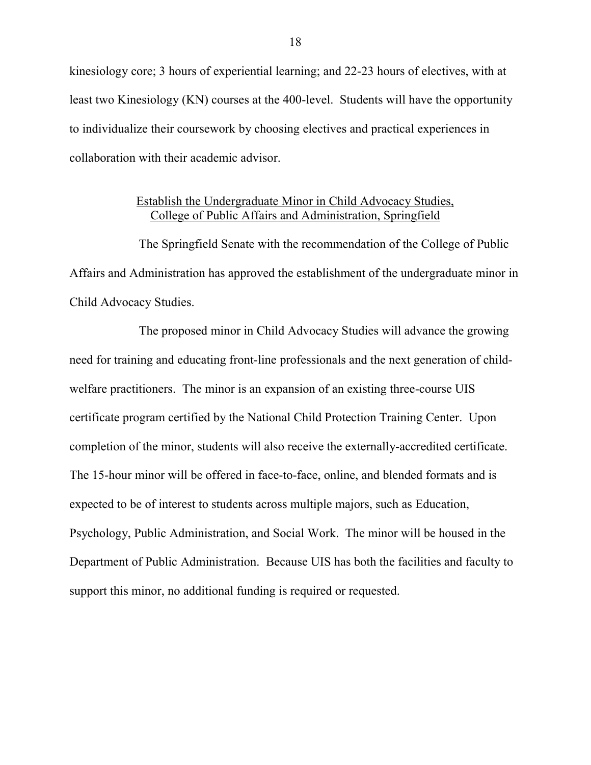kinesiology core; 3 hours of experiential learning; and 22-23 hours of electives, with at least two Kinesiology (KN) courses at the 400-level. Students will have the opportunity to individualize their coursework by choosing electives and practical experiences in collaboration with their academic advisor.

### Establish the Undergraduate Minor in Child Advocacy Studies, College of Public Affairs and Administration, Springfield

The Springfield Senate with the recommendation of the College of Public Affairs and Administration has approved the establishment of the undergraduate minor in Child Advocacy Studies.

The proposed minor in Child Advocacy Studies will advance the growing need for training and educating front-line professionals and the next generation of child-welfare practitioners. The minor is an expansion of an existing three-course UIS certificate program certified by the National Child Protection Training Center. Upon completion of the minor, students will also receive the externally-accredited certificate. The 15-hour minor will be offered in face-to-face, online, and blended formats and is expected to be of interest to students across multiple majors, such as Education, Psychology, Public Administration, and Social Work. The minor will be housed in the Department of Public Administration. Because UIS has both the facilities and faculty to support this minor, no additional funding is required or requested.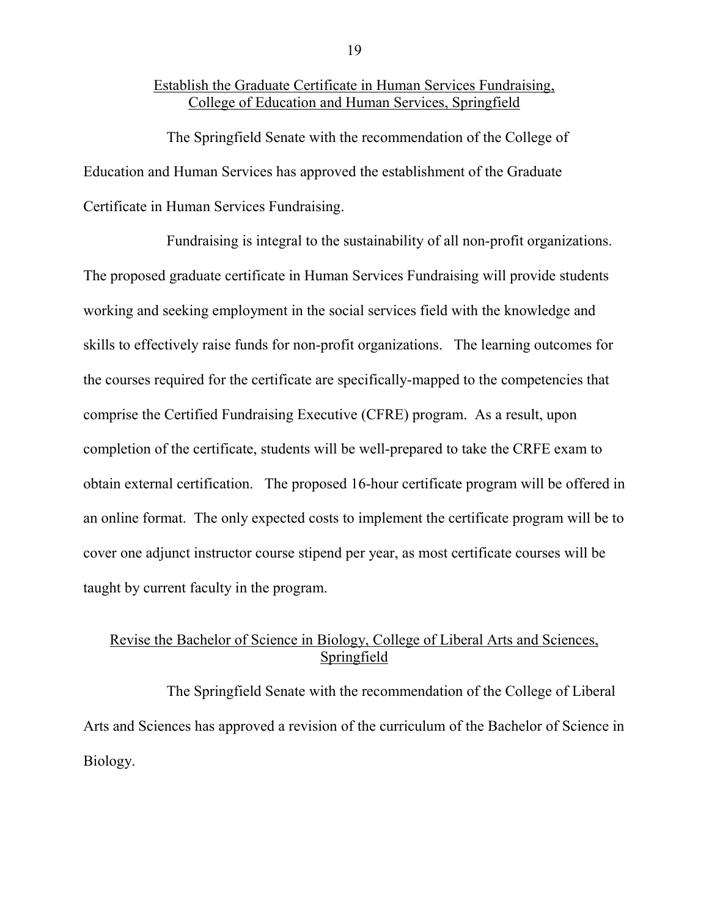## Establish the Graduate Certificate in Human Services Fundraising, College of Education and Human Services, Springfield

The Springfield Senate with the recommendation of the College of Education and Human Services has approved the establishment of the Graduate Certificate in Human Services Fundraising.

Fundraising is integral to the sustainability of all non-profit organizations. The proposed graduate certificate in Human Services Fundraising will provide students working and seeking employment in the social services field with the knowledge and skills to effectively raise funds for non-profit organizations. The learning outcomes for the courses required for the certificate are specifically-mapped to the competencies that comprise the Certified Fundraising Executive (CFRE) program. As a result, upon completion of the certificate, students will be well-prepared to take the CRFE exam to obtain external certification. The proposed 16-hour certificate program will be offered in an online format. The only expected costs to implement the certificate program will be to cover one adjunct instructor course stipend per year, as most certificate courses will be taught by current faculty in the program.

## Revise the Bachelor of Science in Biology, College of Liberal Arts and Sciences, Springfield

The Springfield Senate with the recommendation of the College of Liberal Arts and Sciences has approved a revision of the curriculum of the Bachelor of Science in Biology.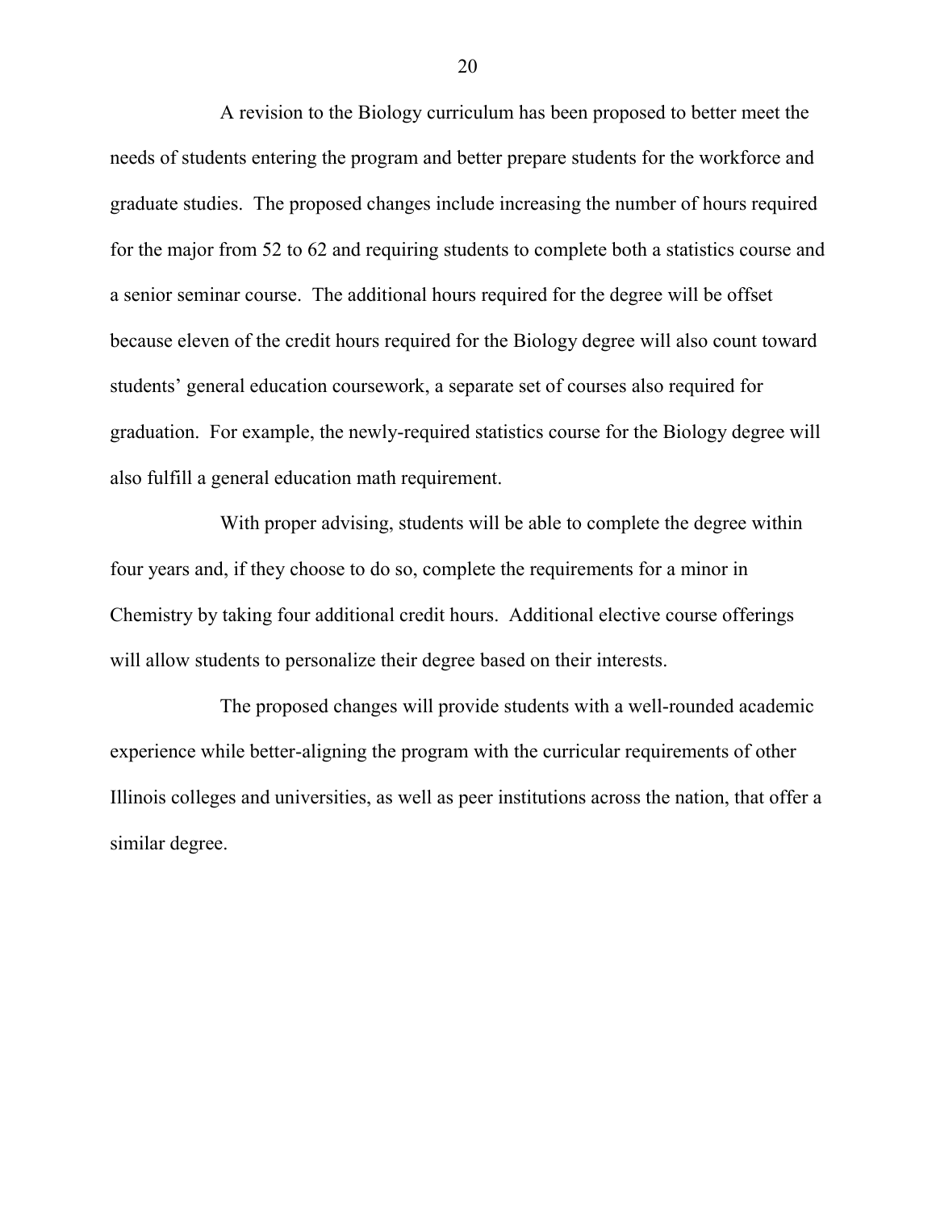A revision to the Biology curriculum has been proposed to better meet the needs of students entering the program and better prepare students for the workforce and graduate studies. The proposed changes include increasing the number of hours required for the major from 52 to 62 and requiring students to complete both a statistics course and a senior seminar course. The additional hours required for the degree will be offset because eleven of the credit hours required for the Biology degree will also count toward students' general education coursework, a separate set of courses also required for graduation. For example, the newly-required statistics course for the Biology degree will also fulfill a general education math requirement.

With proper advising, students will be able to complete the degree within four years and, if they choose to do so, complete the requirements for a minor in Chemistry by taking four additional credit hours. Additional elective course offerings will allow students to personalize their degree based on their interests.

The proposed changes will provide students with a well-rounded academic experience while better-aligning the program with the curricular requirements of other Illinois colleges and universities, as well as peer institutions across the nation, that offer a similar degree.